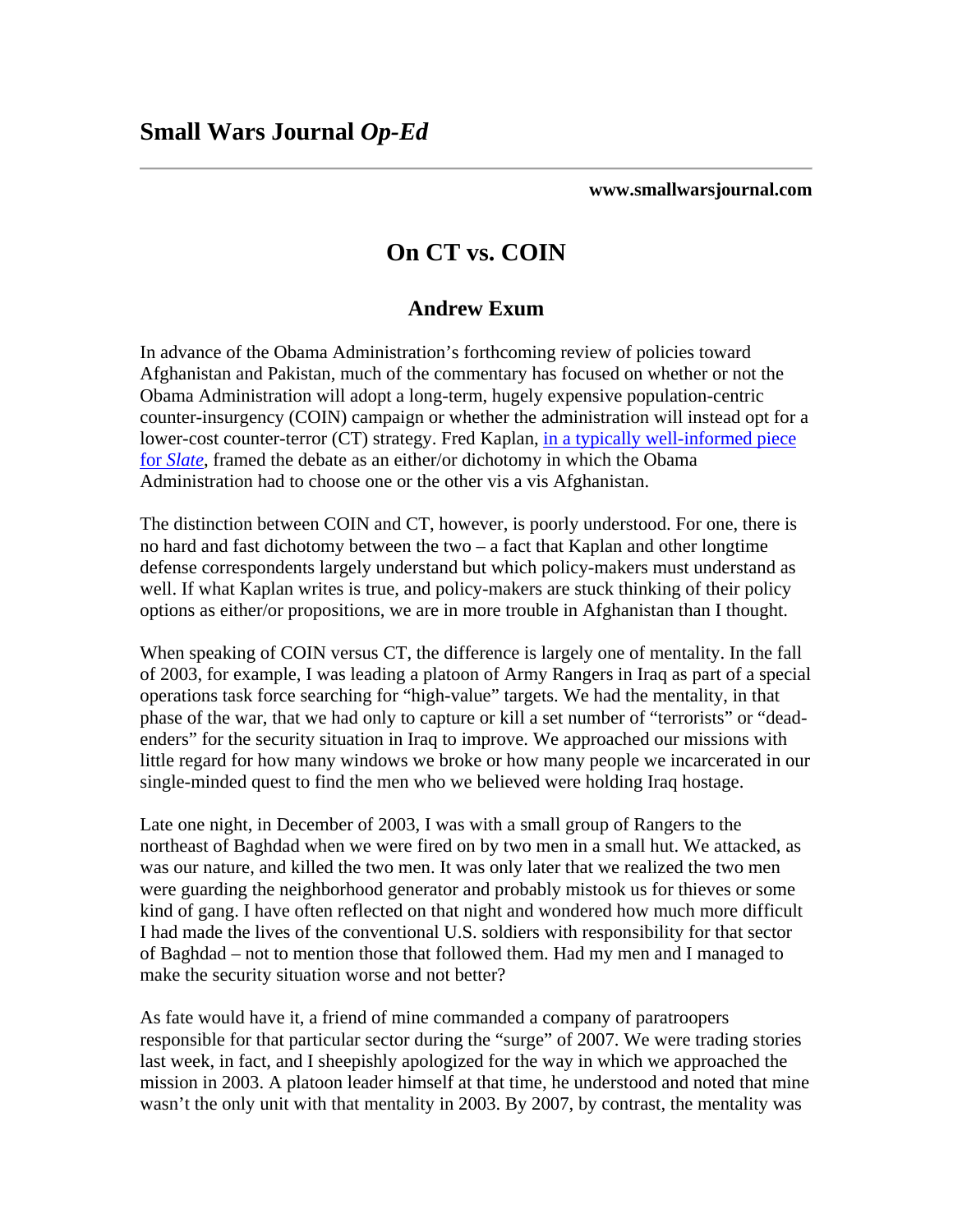**Small Wars Journal** ***Op-Ed***

**www.smallwarsjournal.com**

# On CT vs. COIN

## Andrew Exum

In advance of the Obama Administration's forthcoming review of policies toward Afghanistan and Pakistan, much of the commentary has focused on whether or not the Obama Administration will adopt a long-term, hugely expensive population-centric counter-insurgency (COIN) campaign or whether the administration will instead opt for a lower-cost counter-terror (CT) strategy. Fred Kaplan, in a typically well-informed piece for *Slate*, framed the debate as an either/or dichotomy in which the Obama Administration had to choose one or the other vis a vis Afghanistan.

The distinction between COIN and CT, however, is poorly understood. For one, there is no hard and fast dichotomy between the two – a fact that Kaplan and other longtime defense correspondents largely understand but which policy-makers must understand as well. If what Kaplan writes is true, and policy-makers are stuck thinking of their policy options as either/or propositions, we are in more trouble in Afghanistan than I thought.

When speaking of COIN versus CT, the difference is largely one of mentality. In the fall of 2003, for example, I was leading a platoon of Army Rangers in Iraq as part of a special operations task force searching for "high-value" targets. We had the mentality, in that phase of the war, that we had only to capture or kill a set number of "terrorists" or "dead-enders" for the security situation in Iraq to improve. We approached our missions with little regard for how many windows we broke or how many people we incarcerated in our single-minded quest to find the men who we believed were holding Iraq hostage.

Late one night, in December of 2003, I was with a small group of Rangers to the northeast of Baghdad when we were fired on by two men in a small hut. We attacked, as was our nature, and killed the two men. It was only later that we realized the two men were guarding the neighborhood generator and probably mistook us for thieves or some kind of gang. I have often reflected on that night and wondered how much more difficult I had made the lives of the conventional U.S. soldiers with responsibility for that sector of Baghdad – not to mention those that followed them. Had my men and I managed to make the security situation worse and not better?

As fate would have it, a friend of mine commanded a company of paratroopers responsible for that particular sector during the "surge" of 2007. We were trading stories last week, in fact, and I sheepishly apologized for the way in which we approached the mission in 2003. A platoon leader himself at that time, he understood and noted that mine wasn't the only unit with that mentality in 2003. By 2007, by contrast, the mentality was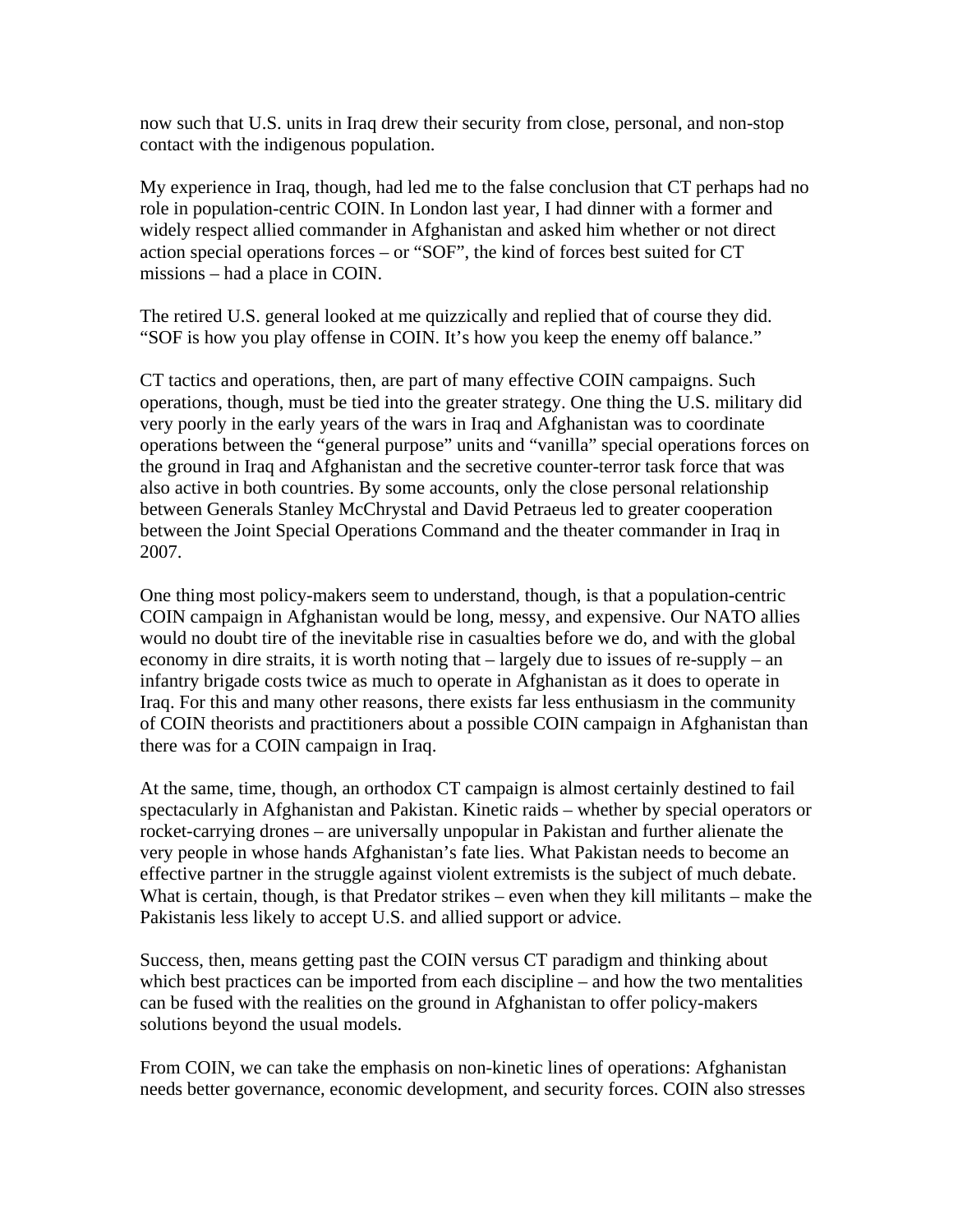now such that U.S. units in Iraq drew their security from close, personal, and non-stop contact with the indigenous population.

My experience in Iraq, though, had led me to the false conclusion that CT perhaps had no role in population-centric COIN. In London last year, I had dinner with a former and widely respect allied commander in Afghanistan and asked him whether or not direct action special operations forces – or "SOF", the kind of forces best suited for CT missions – had a place in COIN.

The retired U.S. general looked at me quizzically and replied that of course they did. "SOF is how you play offense in COIN. It's how you keep the enemy off balance."

CT tactics and operations, then, are part of many effective COIN campaigns. Such operations, though, must be tied into the greater strategy. One thing the U.S. military did very poorly in the early years of the wars in Iraq and Afghanistan was to coordinate operations between the "general purpose" units and "vanilla" special operations forces on the ground in Iraq and Afghanistan and the secretive counter-terror task force that was also active in both countries. By some accounts, only the close personal relationship between Generals Stanley McChrystal and David Petraeus led to greater cooperation between the Joint Special Operations Command and the theater commander in Iraq in 2007.

One thing most policy-makers seem to understand, though, is that a population-centric COIN campaign in Afghanistan would be long, messy, and expensive. Our NATO allies would no doubt tire of the inevitable rise in casualties before we do, and with the global economy in dire straits, it is worth noting that – largely due to issues of re-supply – an infantry brigade costs twice as much to operate in Afghanistan as it does to operate in Iraq. For this and many other reasons, there exists far less enthusiasm in the community of COIN theorists and practitioners about a possible COIN campaign in Afghanistan than there was for a COIN campaign in Iraq.

At the same, time, though, an orthodox CT campaign is almost certainly destined to fail spectacularly in Afghanistan and Pakistan. Kinetic raids – whether by special operators or rocket-carrying drones – are universally unpopular in Pakistan and further alienate the very people in whose hands Afghanistan's fate lies. What Pakistan needs to become an effective partner in the struggle against violent extremists is the subject of much debate. What is certain, though, is that Predator strikes – even when they kill militants – make the Pakistanis less likely to accept U.S. and allied support or advice.

Success, then, means getting past the COIN versus CT paradigm and thinking about which best practices can be imported from each discipline – and how the two mentalities can be fused with the realities on the ground in Afghanistan to offer policy-makers solutions beyond the usual models.

From COIN, we can take the emphasis on non-kinetic lines of operations: Afghanistan needs better governance, economic development, and security forces. COIN also stresses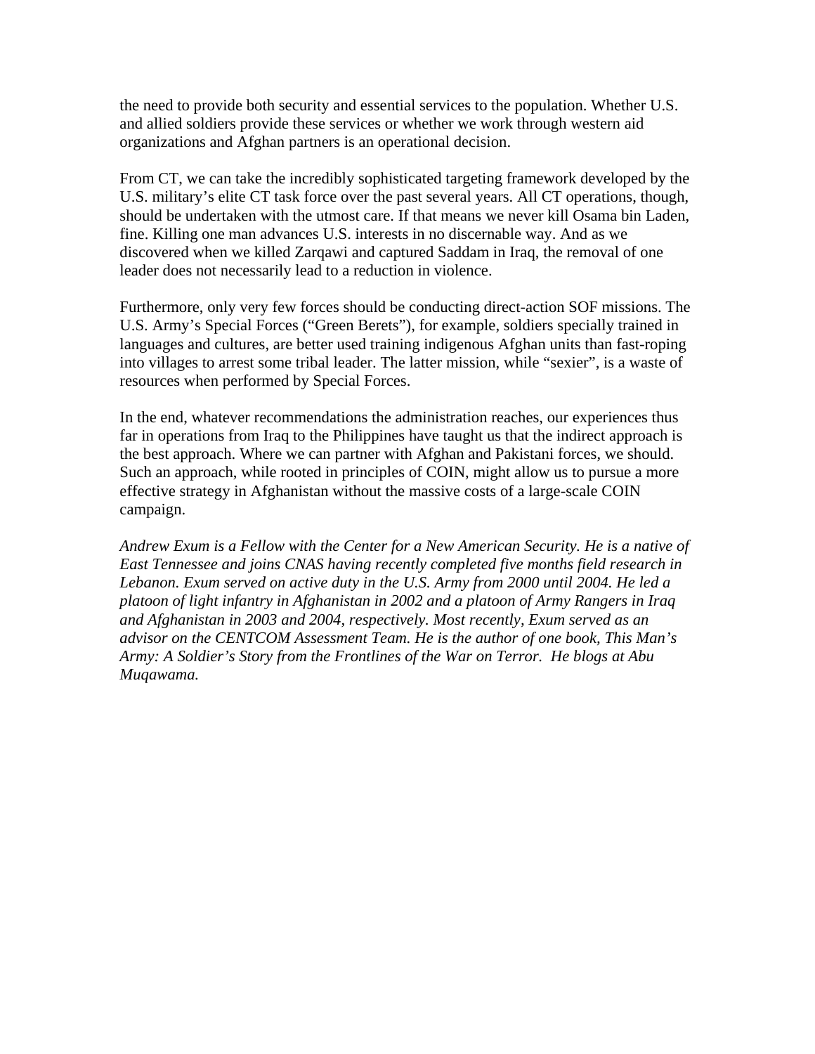the need to provide both security and essential services to the population. Whether U.S. and allied soldiers provide these services or whether we work through western aid organizations and Afghan partners is an operational decision.

From CT, we can take the incredibly sophisticated targeting framework developed by the U.S. military's elite CT task force over the past several years. All CT operations, though, should be undertaken with the utmost care. If that means we never kill Osama bin Laden, fine. Killing one man advances U.S. interests in no discernable way. And as we discovered when we killed Zarqawi and captured Saddam in Iraq, the removal of one leader does not necessarily lead to a reduction in violence.

Furthermore, only very few forces should be conducting direct-action SOF missions. The U.S. Army's Special Forces ("Green Berets"), for example, soldiers specially trained in languages and cultures, are better used training indigenous Afghan units than fast-roping into villages to arrest some tribal leader. The latter mission, while "sexier", is a waste of resources when performed by Special Forces.

In the end, whatever recommendations the administration reaches, our experiences thus far in operations from Iraq to the Philippines have taught us that the indirect approach is the best approach. Where we can partner with Afghan and Pakistani forces, we should. Such an approach, while rooted in principles of COIN, might allow us to pursue a more effective strategy in Afghanistan without the massive costs of a large-scale COIN campaign.

*Andrew Exum is a Fellow with the Center for a New American Security. He is a native of East Tennessee and joins CNAS having recently completed five months field research in Lebanon. Exum served on active duty in the U.S. Army from 2000 until 2004. He led a platoon of light infantry in Afghanistan in 2002 and a platoon of Army Rangers in Iraq and Afghanistan in 2003 and 2004, respectively. Most recently, Exum served as an advisor on the CENTCOM Assessment Team. He is the author of one book, This Man's Army: A Soldier's Story from the Frontlines of the War on Terror. He blogs at Abu Muqawama.*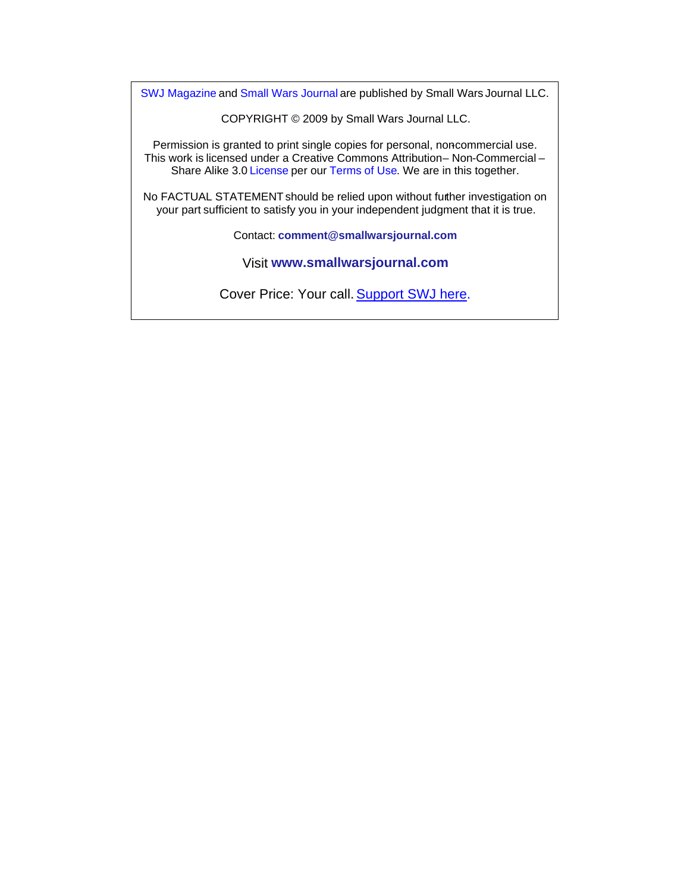SWJ Magazine and Small Wars Journal are published by Small Wars Journal LLC.

COPYRIGHT © 2009 by Small Wars Journal LLC.

Permission is granted to print single copies for personal, non-commercial use. This work is licensed under a Creative Commons Attribution– Non-Commercial – Share Alike 3.0 License per our Terms of Use. We are in this together.

No FACTUAL STATEMENT should be relied upon without further investigation on your part sufficient to satisfy you in your independent judgment that it is true.

Contact: **comment@smallwarsjournal.com**

Visit **www.smallwarsjournal.com**

Cover Price: Your call. Support SWJ here.